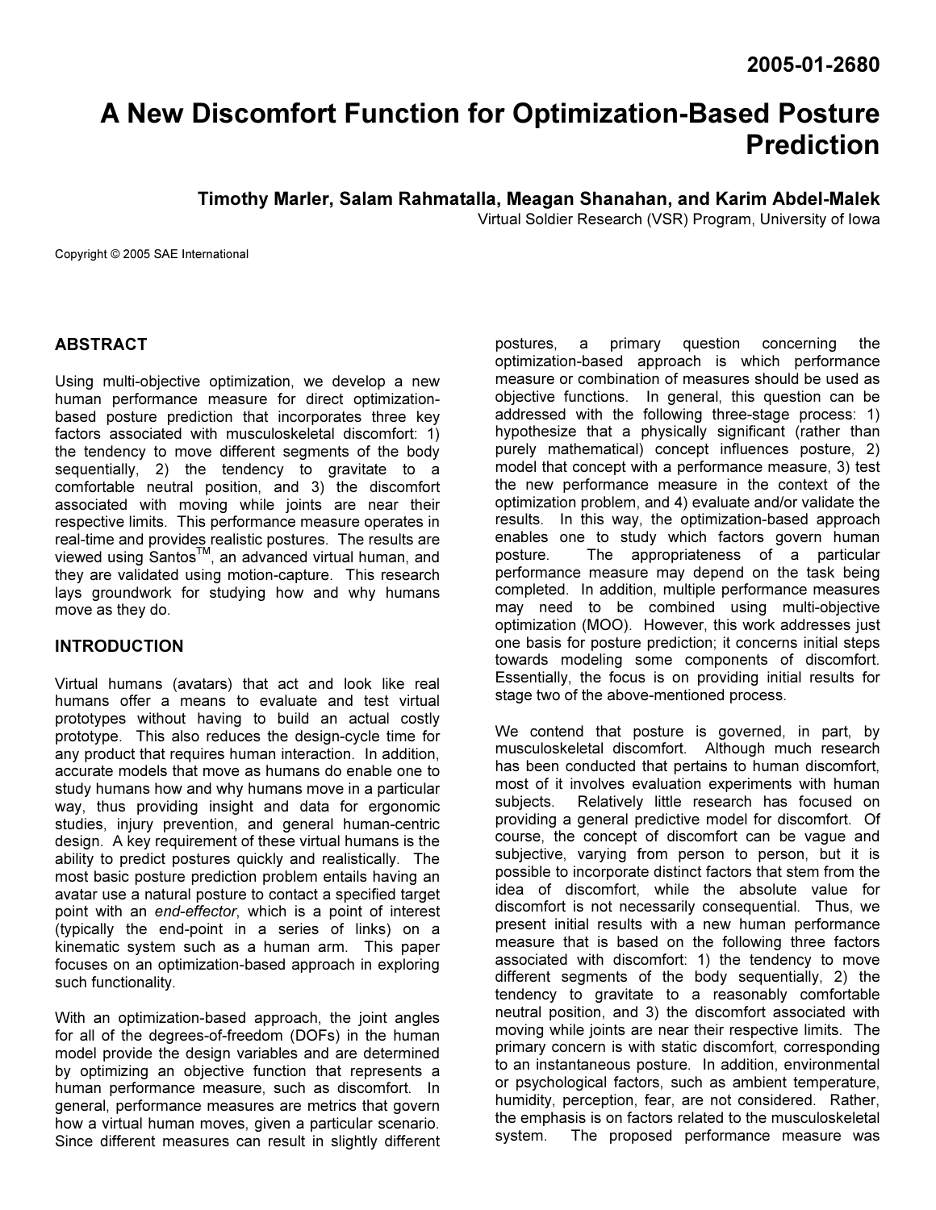2005-01-2680

# A New Discomfort Function for Optimization-Based Posture Prediction

**Timothy Marler, Salam Rahmatalla, Meagan Shanahan, and Karim Abdel-Malek**

Virtual Soldier Research (VSR) Program, University of Iowa

Copyright © 2005 SAE International

## ABSTRACT

Using multi-objective optimization, we develop a new human performance measure for direct optimization-based posture prediction that incorporates three key factors associated with musculoskeletal discomfort: 1) the tendency to move different segments of the body sequentially, 2) the tendency to gravitate to a comfortable neutral position, and 3) the discomfort associated with moving while joints are near their respective limits. This performance measure operates in real-time and provides realistic postures. The results are viewed using Santos™, an advanced virtual human, and they are validated using motion-capture. This research lays groundwork for studying how and why humans move as they do.

## INTRODUCTION

Virtual humans (avatars) that act and look like real humans offer a means to evaluate and test virtual prototypes without having to build an actual costly prototype. This also reduces the design-cycle time for any product that requires human interaction. In addition, accurate models that move as humans do enable one to study humans how and why humans move in a particular way, thus providing insight and data for ergonomic studies, injury prevention, and general human-centric design. A key requirement of these virtual humans is the ability to predict postures quickly and realistically. The most basic posture prediction problem entails having an avatar use a natural posture to contact a specified target point with an *end-effector*, which is a point of interest (typically the end-point in a series of links) on a kinematic system such as a human arm. This paper focuses on an optimization-based approach in exploring such functionality.

With an optimization-based approach, the joint angles for all of the degrees-of-freedom (DOFs) in the human model provide the design variables and are determined by optimizing an objective function that represents a human performance measure, such as discomfort. In general, performance measures are metrics that govern how a virtual human moves, given a particular scenario. Since different measures can result in slightly different postures, a primary question concerning the optimization-based approach is which performance measure or combination of measures should be used as objective functions. In general, this question can be addressed with the following three-stage process: 1) hypothesize that a physically significant (rather than purely mathematical) concept influences posture, 2) model that concept with a performance measure, 3) test the new performance measure in the context of the optimization problem, and 4) evaluate and/or validate the results. In this way, the optimization-based approach enables one to study which factors govern human posture. The appropriateness of a particular performance measure may depend on the task being completed. In addition, multiple performance measures may need to be combined using multi-objective optimization (MOO). However, this work addresses just one basis for posture prediction; it concerns initial steps towards modeling some components of discomfort. Essentially, the focus is on providing initial results for stage two of the above-mentioned process.

We contend that posture is governed, in part, by musculoskeletal discomfort. Although much research has been conducted that pertains to human discomfort, most of it involves evaluation experiments with human subjects. Relatively little research has focused on providing a general predictive model for discomfort. Of course, the concept of discomfort can be vague and subjective, varying from person to person, but it is possible to incorporate distinct factors that stem from the idea of discomfort, while the absolute value for discomfort is not necessarily consequential. Thus, we present initial results with a new human performance measure that is based on the following three factors associated with discomfort: 1) the tendency to move different segments of the body sequentially, 2) the tendency to gravitate to a reasonably comfortable neutral position, and 3) the discomfort associated with moving while joints are near their respective limits. The primary concern is with static discomfort, corresponding to an instantaneous posture. In addition, environmental or psychological factors, such as ambient temperature, humidity, perception, fear, are not considered. Rather, the emphasis is on factors related to the musculoskeletal system. The proposed performance measure was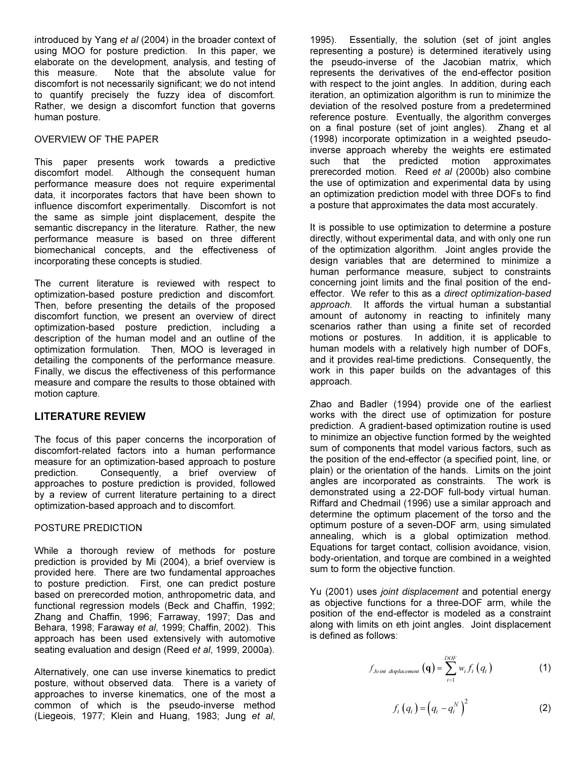introduced by Yang *et al* (2004) in the broader context of using MOO for posture prediction. In this paper, we elaborate on the development, analysis, and testing of this measure. Note that the absolute value for discomfort is not necessarily significant; we do not intend to quantify precisely the fuzzy idea of discomfort. Rather, we design a discomfort function that governs human posture.

### OVERVIEW OF THE PAPER

This paper presents work towards a predictive discomfort model. Although the consequent human performance measure does not require experimental data, it incorporates factors that have been shown to influence discomfort experimentally. Discomfort is not the same as simple joint displacement, despite the semantic discrepancy in the literature. Rather, the new performance measure is based on three different biomechanical concepts, and the effectiveness of incorporating these concepts is studied.

The current literature is reviewed with respect to optimization-based posture prediction and discomfort. Then, before presenting the details of the proposed discomfort function, we present an overview of direct optimization-based posture prediction, including a description of the human model and an outline of the optimization formulation. Then, MOO is leveraged in detailing the components of the performance measure. Finally, we discus the effectiveness of this performance measure and compare the results to those obtained with motion capture.

## LITERATURE REVIEW

The focus of this paper concerns the incorporation of discomfort-related factors into a human performance measure for an optimization-based approach to posture prediction. Consequently, a brief overview of approaches to posture prediction is provided, followed by a review of current literature pertaining to a direct optimization-based approach and to discomfort.

### POSTURE PREDICTION

While a thorough review of methods for posture prediction is provided by Mi (2004), a brief overview is provided here. There are two fundamental approaches to posture prediction. First, one can predict posture based on prerecorded motion, anthropometric data, and functional regression models (Beck and Chaffin, 1992; Zhang and Chaffin, 1996; Farraway, 1997; Das and Behara, 1998; Faraway *et al*, 1999; Chaffin, 2002). This approach has been used extensively with automotive seating evaluation and design (Reed *et al*, 1999, 2000a).

Alternatively, one can use inverse kinematics to predict posture, without observed data. There is a variety of approaches to inverse kinematics, one of the most a common of which is the pseudo-inverse method (Liegeois, 1977; Klein and Huang, 1983; Jung *et al*, 1995). Essentially, the solution (set of joint angles representing a posture) is determined iteratively using the pseudo-inverse of the Jacobian matrix, which represents the derivatives of the end-effector position with respect to the joint angles. In addition, during each iteration, an optimization algorithm is run to minimize the deviation of the resolved posture from a predetermined reference posture. Eventually, the algorithm converges on a final posture (set of joint angles). Zhang et al (1998) incorporate optimization in a weighted pseudo-inverse approach whereby the weights ere estimated such that the predicted motion approximates prerecorded motion. Reed *et al* (2000b) also combine the use of optimization and experimental data by using an optimization prediction model with three DOFs to find a posture that approximates the data most accurately.

It is possible to use optimization to determine a posture directly, without experimental data, and with only one run of the optimization algorithm. Joint angles provide the design variables that are determined to minimize a human performance measure, subject to constraints concerning joint limits and the final position of the end-effector. We refer to this as a *direct optimization-based approach*. It affords the virtual human a substantial amount of autonomy in reacting to infinitely many scenarios rather than using a finite set of recorded motions or postures. In addition, it is applicable to human models with a relatively high number of DOFs, and it provides real-time predictions. Consequently, the work in this paper builds on the advantages of this approach.

Zhao and Badler (1994) provide one of the earliest works with the direct use of optimization for posture prediction. A gradient-based optimization routine is used to minimize an objective function formed by the weighted sum of components that model various factors, such as the position of the end-effector (a specified point, line, or plain) or the orientation of the hands. Limits on the joint angles are incorporated as constraints. The work is demonstrated using a 22-DOF full-body virtual human. Riffard and Chedmail (1996) use a similar approach and determine the optimum placement of the torso and the optimum posture of a seven-DOF arm, using simulated annealing, which is a global optimization method. Equations for target contact, collision avoidance, vision, body-orientation, and torque are combined in a weighted sum to form the objective function.

Yu (2001) uses *joint displacement* and potential energy as objective functions for a three-DOF arm, while the position of the end-effector is modeled as a constraint along with limits on eth joint angles. Joint displacement is defined as follows:

$$f_{Joint\ displacement}\left(\mathbf{q}\right)=\sum_{i=1}^{DOF}w_i f_i\left(q_i\right) \tag{1}$$

$$f_i\left(q_i\right)=\left(q_i-q_i^N\right)^2 \tag{2}$$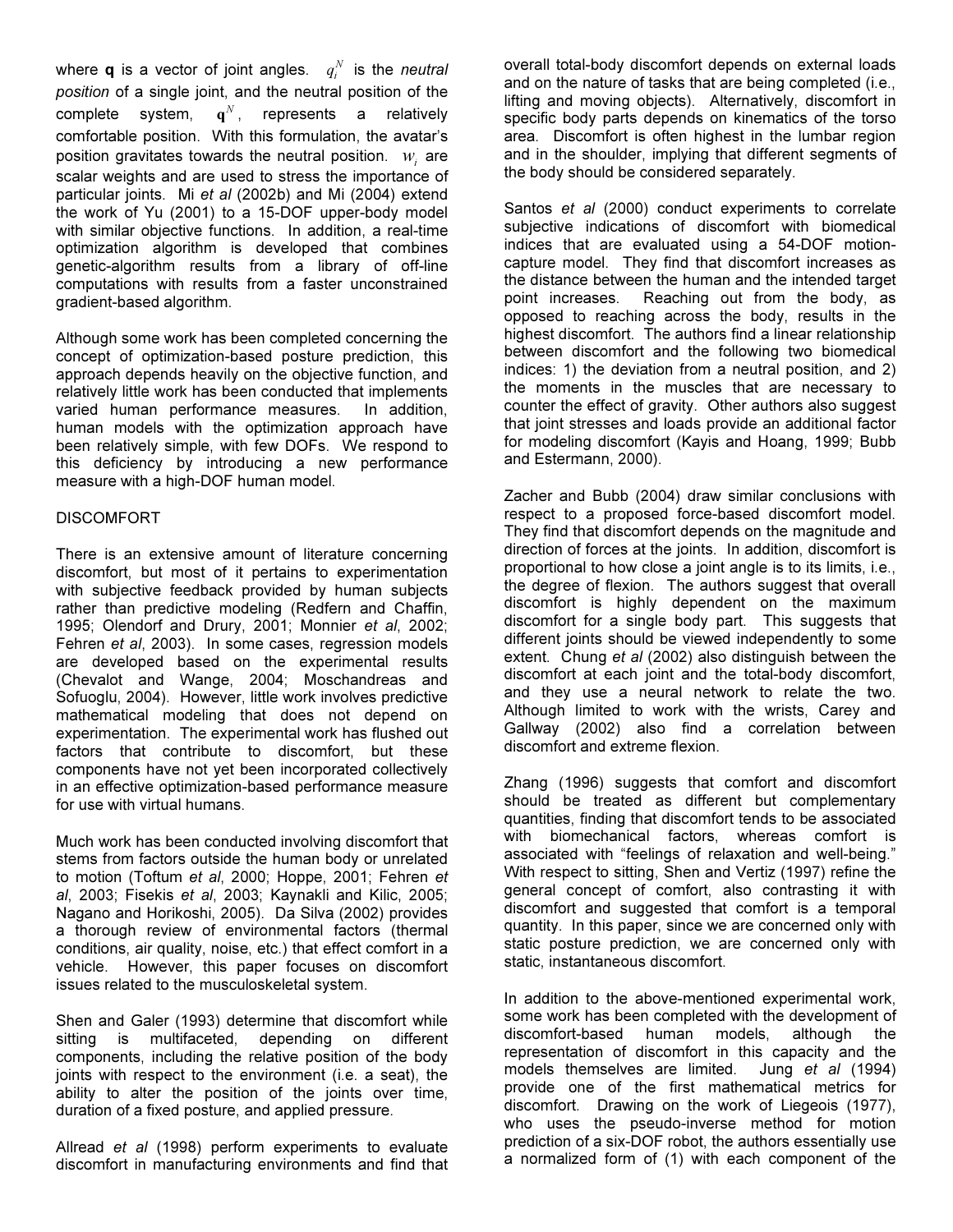where **q** is a vector of joint angles. $q_i^N$ is the *neutral position* of a single joint, and the neutral position of the complete system, $\mathbf{q}^N$, represents a relatively comfortable position. With this formulation, the avatar's position gravitates towards the neutral position. $w_i$ are scalar weights and are used to stress the importance of particular joints. Mi *et al* (2002b) and Mi (2004) extend the work of Yu (2001) to a 15-DOF upper-body model with similar objective functions. In addition, a real-time optimization algorithm is developed that combines genetic-algorithm results from a library of off-line computations with results from a faster unconstrained gradient-based algorithm.

Although some work has been completed concerning the concept of optimization-based posture prediction, this approach depends heavily on the objective function, and relatively little work has been conducted that implements varied human performance measures. In addition, human models with the optimization approach have been relatively simple, with few DOFs. We respond to this deficiency by introducing a new performance measure with a high-DOF human model.

## DISCOMFORT

There is an extensive amount of literature concerning discomfort, but most of it pertains to experimentation with subjective feedback provided by human subjects rather than predictive modeling (Redfern and Chaffin, 1995; Olendorf and Drury, 2001; Monnier *et al*, 2002; Fehren *et al*, 2003). In some cases, regression models are developed based on the experimental results (Chevalot and Wange, 2004; Moschandreas and Sofuoglu, 2004). However, little work involves predictive mathematical modeling that does not depend on experimentation. The experimental work has flushed out factors that contribute to discomfort, but these components have not yet been incorporated collectively in an effective optimization-based performance measure for use with virtual humans.

Much work has been conducted involving discomfort that stems from factors outside the human body or unrelated to motion (Toftum *et al*, 2000; Hoppe, 2001; Fehren *et al*, 2003; Fisekis *et al*, 2003; Kaynakli and Kilic, 2005; Nagano and Horikoshi, 2005). Da Silva (2002) provides a thorough review of environmental factors (thermal conditions, air quality, noise, etc.) that effect comfort in a vehicle. However, this paper focuses on discomfort issues related to the musculoskeletal system.

Shen and Galer (1993) determine that discomfort while sitting is multifaceted, depending on different components, including the relative position of the body joints with respect to the environment (i.e. a seat), the ability to alter the position of the joints over time, duration of a fixed posture, and applied pressure.

Allread *et al* (1998) perform experiments to evaluate discomfort in manufacturing environments and find that overall total-body discomfort depends on external loads and on the nature of tasks that are being completed (i.e., lifting and moving objects). Alternatively, discomfort in specific body parts depends on kinematics of the torso area. Discomfort is often highest in the lumbar region and in the shoulder, implying that different segments of the body should be considered separately.

Santos *et al* (2000) conduct experiments to correlate subjective indications of discomfort with biomedical indices that are evaluated using a 54-DOF motion-capture model. They find that discomfort increases as the distance between the human and the intended target point increases. Reaching out from the body, as opposed to reaching across the body, results in the highest discomfort. The authors find a linear relationship between discomfort and the following two biomedical indices: 1) the deviation from a neutral position, and 2) the moments in the muscles that are necessary to counter the effect of gravity. Other authors also suggest that joint stresses and loads provide an additional factor for modeling discomfort (Kayis and Hoang, 1999; Bubb and Estermann, 2000).

Zacher and Bubb (2004) draw similar conclusions with respect to a proposed force-based discomfort model. They find that discomfort depends on the magnitude and direction of forces at the joints. In addition, discomfort is proportional to how close a joint angle is to its limits, i.e., the degree of flexion. The authors suggest that overall discomfort is highly dependent on the maximum discomfort for a single body part. This suggests that different joints should be viewed independently to some extent. Chung *et al* (2002) also distinguish between the discomfort at each joint and the total-body discomfort, and they use a neural network to relate the two. Although limited to work with the wrists, Carey and Gallway (2002) also find a correlation between discomfort and extreme flexion.

Zhang (1996) suggests that comfort and discomfort should be treated as different but complementary quantities, finding that discomfort tends to be associated with biomechanical factors, whereas comfort is associated with "feelings of relaxation and well-being." With respect to sitting, Shen and Vertiz (1997) refine the general concept of comfort, also contrasting it with discomfort and suggested that comfort is a temporal quantity. In this paper, since we are concerned only with static posture prediction, we are concerned only with static, instantaneous discomfort.

In addition to the above-mentioned experimental work, some work has been completed with the development of discomfort-based human models, although the representation of discomfort in this capacity and the models themselves are limited. Jung *et al* (1994) provide one of the first mathematical metrics for discomfort. Drawing on the work of Liegeois (1977), who uses the pseudo-inverse method for motion prediction of a six-DOF robot, the authors essentially use a normalized form of (1) with each component of the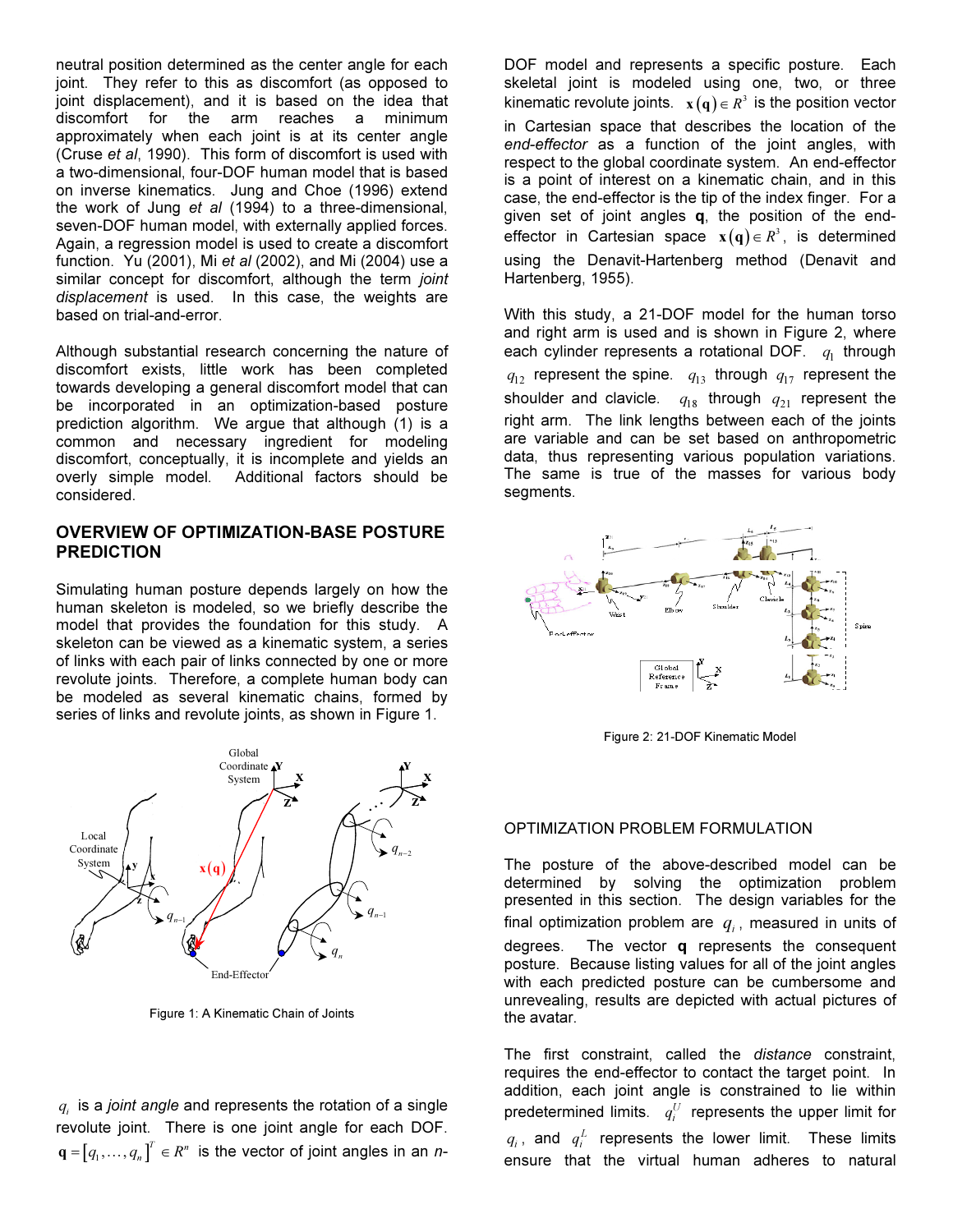neutral position determined as the center angle for each joint. They refer to this as discomfort (as opposed to joint displacement), and it is based on the idea that discomfort for the arm reaches a minimum approximately when each joint is at its center angle (Cruse *et al*, 1990). This form of discomfort is used with a two-dimensional, four-DOF human model that is based on inverse kinematics. Jung and Choe (1996) extend the work of Jung *et al* (1994) to a three-dimensional, seven-DOF human model, with externally applied forces. Again, a regression model is used to create a discomfort function. Yu (2001), Mi *et al* (2002), and Mi (2004) use a similar concept for discomfort, although the term *joint displacement* is used. In this case, the weights are based on trial-and-error.

Although substantial research concerning the nature of discomfort exists, little work has been completed towards developing a general discomfort model that can be incorporated in an optimization-based posture prediction algorithm. We argue that although (1) is a common and necessary ingredient for modeling discomfort, conceptually, it is incomplete and yields an overly simple model. Additional factors should be considered.

## OVERVIEW OF OPTIMIZATION-BASE POSTURE PREDICTION

Simulating human posture depends largely on how the human skeleton is modeled, so we briefly describe the model that provides the foundation for this study. A skeleton can be viewed as a kinematic system, a series of links with each pair of links connected by one or more revolute joints. Therefore, a complete human body can be modeled as several kinematic chains, formed by series of links and revolute joints, as shown in Figure 1.

Figure 1: A Kinematic Chain of Joints

$q_i$ is a *joint angle* and represents the rotation of a single revolute joint. There is one joint angle for each DOF. $\mathbf{q} = [q_1, \ldots, q_n]^T \in R^n$ is the vector of joint angles in an *n*-DOF model and represents a specific posture. Each skeletal joint is modeled using one, two, or three kinematic revolute joints. $\mathbf{x}(\mathbf{q}) \in R^3$ is the position vector in Cartesian space that describes the location of the *end-effector* as a function of the joint angles, with respect to the global coordinate system. An end-effector is a point of interest on a kinematic chain, and in this case, the end-effector is the tip of the index finger. For a given set of joint angles $\mathbf{q}$, the position of the end-effector in Cartesian space $\mathbf{x}(\mathbf{q}) \in R^3$, is determined using the Denavit-Hartenberg method (Denavit and Hartenberg, 1955).

With this study, a 21-DOF model for the human torso and right arm is used and is shown in Figure 2, where each cylinder represents a rotational DOF. $q_1$ through $q_{12}$ represent the spine. $q_{13}$ through $q_{17}$ represent the shoulder and clavicle. $q_{18}$ through $q_{21}$ represent the right arm. The link lengths between each of the joints are variable and can be set based on anthropometric data, thus representing various population variations. The same is true of the masses for various body segments.

Figure 2: 21-DOF Kinematic Model

## OPTIMIZATION PROBLEM FORMULATION

The posture of the above-described model can be determined by solving the optimization problem presented in this section. The design variables for the final optimization problem are $q_i$, measured in units of degrees. The vector $\mathbf{q}$ represents the consequent posture. Because listing values for all of the joint angles with each predicted posture can be cumbersome and unrevealing, results are depicted with actual pictures of the avatar.

The first constraint, called the *distance* constraint, requires the end-effector to contact the target point. In addition, each joint angle is constrained to lie within predetermined limits. $q_i^U$ represents the upper limit for $q_i$, and $q_i^L$ represents the lower limit. These limits ensure that the virtual human adheres to natural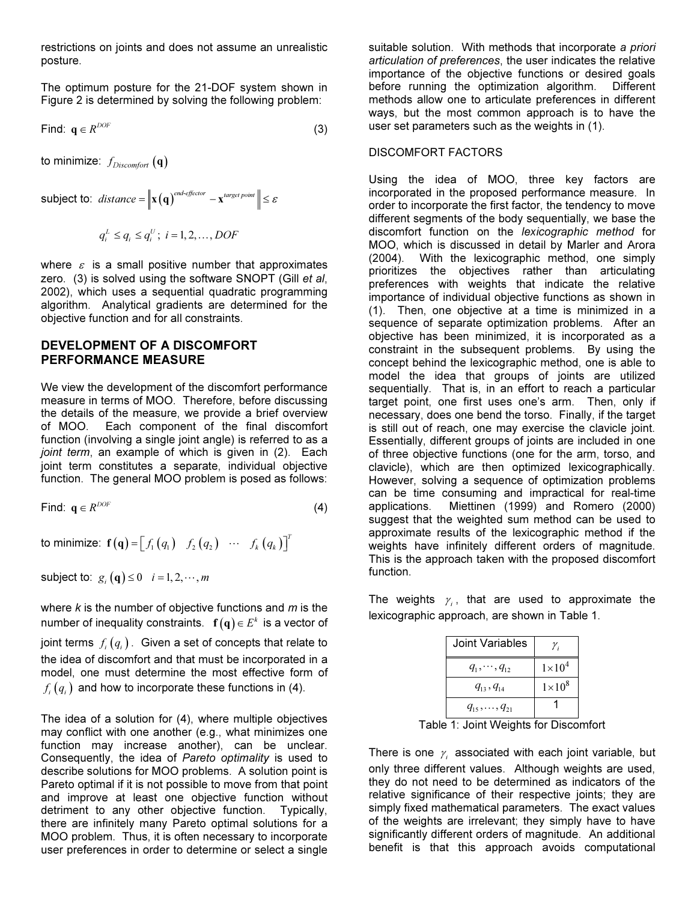restrictions on joints and does not assume an unrealistic posture.

The optimum posture for the 21-DOF system shown in Figure 2 is determined by solving the following problem:

Find: $\mathbf{q} \in R^{DOF}$ (3)

to minimize: $f_{Discomfort}(\mathbf{q})$

subject to: $distance = \left\| \mathbf{x}(\mathbf{q})^{end\text{-}effector} - \mathbf{x}^{target\ point} \right\| \leq \varepsilon$

$$q_i^L \leq q_i \leq q_i^U;\ i = 1, 2, \ldots, DOF$$

where $\varepsilon$ is a small positive number that approximates zero. (3) is solved using the software SNOPT (Gill *et al*, 2002), which uses a sequential quadratic programming algorithm. Analytical gradients are determined for the objective function and for all constraints.

## DEVELOPMENT OF A DISCOMFORT PERFORMANCE MEASURE

We view the development of the discomfort performance measure in terms of MOO. Therefore, before discussing the details of the measure, we provide a brief overview of MOO. Each component of the final discomfort function (involving a single joint angle) is referred to as a *joint term*, an example of which is given in (2). Each joint term constitutes a separate, individual objective function. The general MOO problem is posed as follows:

Find: $\mathbf{q} \in R^{DOF}$ (4)

to minimize: $\mathbf{f}(\mathbf{q}) = \left[ f_1(q_1) \quad f_2(q_2) \quad \cdots \quad f_k(q_k) \right]^T$

subject to: $g_i(\mathbf{q}) \leq 0 \quad i = 1, 2, \cdots, m$

where *k* is the number of objective functions and *m* is the number of inequality constraints. $\mathbf{f}(\mathbf{q}) \in E^k$ is a vector of joint terms $f_i(q_i)$. Given a set of concepts that relate to the idea of discomfort and that must be incorporated in a model, one must determine the most effective form of $f_i(q_i)$ and how to incorporate these functions in (4).

The idea of a solution for (4), where multiple objectives may conflict with one another (e.g., what minimizes one function may increase another), can be unclear. Consequently, the idea of *Pareto optimality* is used to describe solutions for MOO problems. A solution point is Pareto optimal if it is not possible to move from that point and improve at least one objective function without detriment to any other objective function. Typically, there are infinitely many Pareto optimal solutions for a MOO problem. Thus, it is often necessary to incorporate user preferences in order to determine or select a single suitable solution. With methods that incorporate *a priori articulation of preferences*, the user indicates the relative importance of the objective functions or desired goals before running the optimization algorithm. Different methods allow one to articulate preferences in different ways, but the most common approach is to have the user set parameters such as the weights in (1).

### DISCOMFORT FACTORS

Using the idea of MOO, three key factors are incorporated in the proposed performance measure. In order to incorporate the first factor, the tendency to move different segments of the body sequentially, we base the discomfort function on the *lexicographic method* for MOO, which is discussed in detail by Marler and Arora (2004). With the lexicographic method, one simply prioritizes the objectives rather than articulating preferences with weights that indicate the relative importance of individual objective functions as shown in (1). Then, one objective at a time is minimized in a sequence of separate optimization problems. After an objective has been minimized, it is incorporated as a constraint in the subsequent problems. By using the concept behind the lexicographic method, one is able to model the idea that groups of joints are utilized sequentially. That is, in an effort to reach a particular target point, one first uses one's arm. Then, only if necessary, does one bend the torso. Finally, if the target is still out of reach, one may exercise the clavicle joint. Essentially, different groups of joints are included in one of three objective functions (one for the arm, torso, and clavicle), which are then optimized lexicographically. However, solving a sequence of optimization problems can be time consuming and impractical for real-time applications. Miettinen (1999) and Romero (2000) suggest that the weighted sum method can be used to approximate results of the lexicographic method if the weights have infinitely different orders of magnitude. This is the approach taken with the proposed discomfort function.

The weights $\gamma_i$, that are used to approximate the lexicographic approach, are shown in Table 1.

| Joint Variables | $\gamma_i$ |
|---|---|
| $q_1, \cdots, q_{12}$ | $1 \times 10^4$ |
| $q_{13}, q_{14}$ | $1 \times 10^8$ |
| $q_{15}, \ldots, q_{21}$ | 1 |

Table 1: Joint Weights for Discomfort

There is one $\gamma_i$ associated with each joint variable, but only three different values. Although weights are used, they do not need to be determined as indicators of the relative significance of their respective joints; they are simply fixed mathematical parameters. The exact values of the weights are irrelevant; they simply have to have significantly different orders of magnitude. An additional benefit is that this approach avoids computational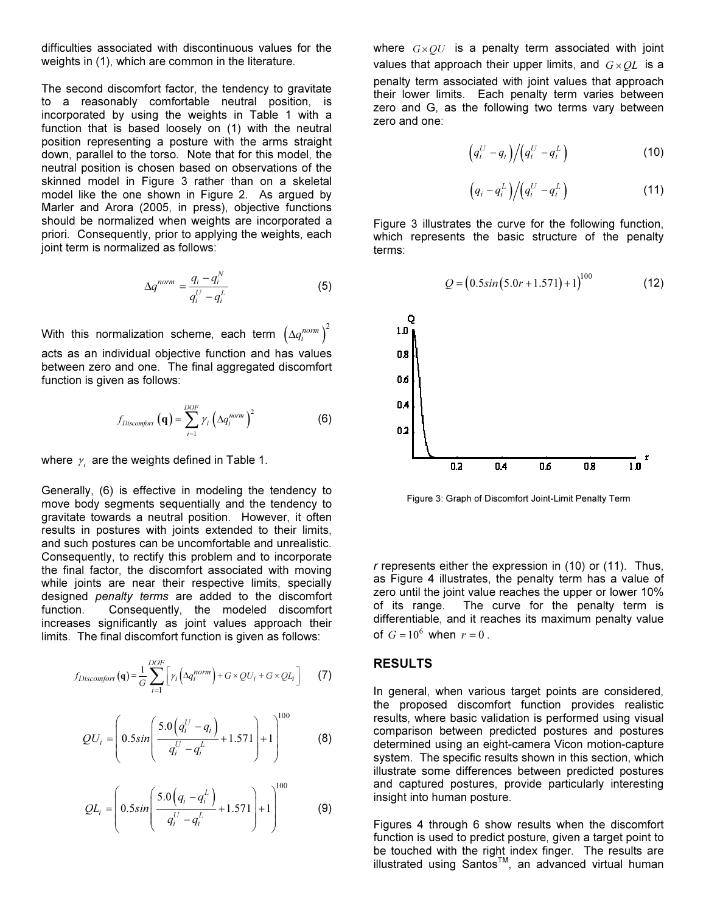difficulties associated with discontinuous values for the weights in (1), which are common in the literature.

The second discomfort factor, the tendency to gravitate to a reasonably comfortable neutral position, is incorporated by using the weights in Table 1 with a function that is based loosely on (1) with the neutral position representing a posture with the arms straight down, parallel to the torso. Note that for this model, the neutral position is chosen based on observations of the skinned model in Figure 3 rather than on a skeletal model like the one shown in Figure 2. As argued by Marler and Arora (2005, in press), objective functions should be normalized when weights are incorporated a priori. Consequently, prior to applying the weights, each joint term is normalized as follows:

$$\Delta q^{norm} = \frac{q_i - q_i^N}{q_i^U - q_i^L} \tag{5}$$

With this normalization scheme, each term $\left(\Delta q_i^{norm}\right)^2$ acts as an individual objective function and has values between zero and one. The final aggregated discomfort function is given as follows:

$$f_{Discomfort}(\mathbf{q}) = \sum_{i=1}^{DOF} \gamma_i \left(\Delta q_i^{norm}\right)^2 \tag{6}$$

where $\gamma_i$ are the weights defined in Table 1.

Generally, (6) is effective in modeling the tendency to move body segments sequentially and the tendency to gravitate towards a neutral position. However, it often results in postures with joints extended to their limits, and such postures can be uncomfortable and unrealistic. Consequently, to rectify this problem and to incorporate the final factor, the discomfort associated with moving while joints are near their respective limits, specially designed *penalty terms* are added to the discomfort function. Consequently, the modeled discomfort increases significantly as joint values approach their limits. The final discomfort function is given as follows:

$$f_{Discomfort}(\mathbf{q}) = \frac{1}{G} \sum_{i=1}^{DOF} \left[ \gamma_i \left(\Delta q_i^{norm}\right) + G \times QU_i + G \times QL_i \right] \tag{7}$$

$$QU_i = \left( 0.5 sin\left( \frac{5.0\left(q_i^U - q_i\right)}{q_i^U - q_i^L} + 1.571 \right) + 1 \right)^{100} \tag{8}$$

$$QL_i = \left( 0.5 sin\left( \frac{5.0\left(q_i - q_i^L\right)}{q_i^U - q_i^L} + 1.571 \right) + 1 \right)^{100} \tag{9}$$

where $G \times QU$ is a penalty term associated with joint values that approach their upper limits, and $G \times QL$ is a penalty term associated with joint values that approach their lower limits. Each penalty term varies between zero and G, as the following two terms vary between zero and one:

$$\left(q_i^U - q_i\right) / \left(q_i^U - q_i^L\right) \tag{10}$$

$$\left(q_i - q_i^L\right) / \left(q_i^U - q_i^L\right) \tag{11}$$

Figure 3 illustrates the curve for the following function, which represents the basic structure of the penalty terms:

$$Q = \left(0.5 sin\left(5.0 r + 1.571\right) + 1\right)^{100} \tag{12}$$

Figure 3: Graph of Discomfort Joint-Limit Penalty Term

*r* represents either the expression in (10) or (11). Thus, as Figure 4 illustrates, the penalty term has a value of zero until the joint value reaches the upper or lower 10% of its range. The curve for the penalty term is differentiable, and it reaches its maximum penalty value of $G = 10^6$ when $r = 0$.

## RESULTS

In general, when various target points are considered, the proposed discomfort function provides realistic results, where basic validation is performed using visual comparison between predicted postures and postures determined using an eight-camera Vicon motion-capture system. The specific results shown in this section, which illustrate some differences between predicted postures and captured postures, provide particularly interesting insight into human posture.

Figures 4 through 6 show results when the discomfort function is used to predict posture, given a target point to be touched with the right index finger. The results are illustrated using Santos™, an advanced virtual human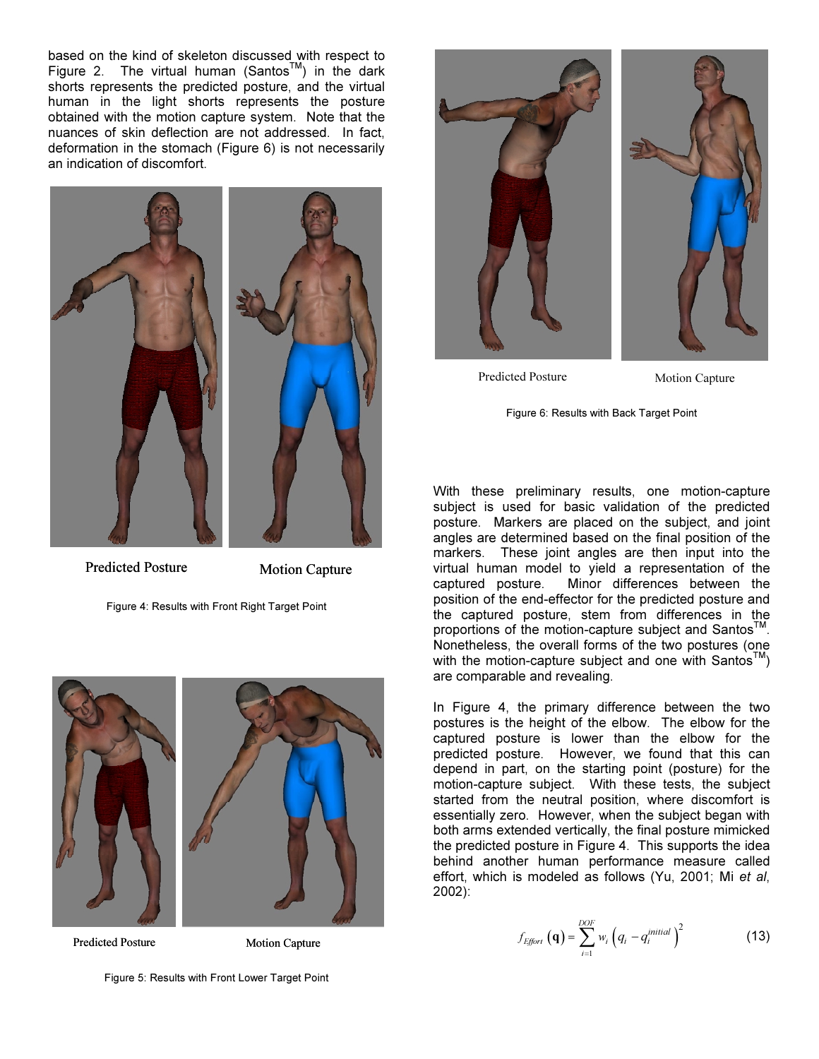based on the kind of skeleton discussed with respect to Figure 2. The virtual human (Santos™) in the dark shorts represents the predicted posture, and the virtual human in the light shorts represents the posture obtained with the motion capture system. Note that the nuances of skin deflection are not addressed. In fact, deformation in the stomach (Figure 6) is not necessarily an indication of discomfort.

Predicted Posture Motion Capture

Figure 4: Results with Front Right Target Point

Predicted Posture Motion Capture

Figure 5: Results with Front Lower Target Point

Predicted Posture Motion Capture

Figure 6: Results with Back Target Point

With these preliminary results, one motion-capture subject is used for basic validation of the predicted posture. Markers are placed on the subject, and joint angles are determined based on the final position of the markers. These joint angles are then input into the virtual human model to yield a representation of the captured posture. Minor differences between the position of the end-effector for the predicted posture and the captured posture, stem from differences in the proportions of the motion-capture subject and Santos™. Nonetheless, the overall forms of the two postures (one with the motion-capture subject and one with Santos™) are comparable and revealing.

In Figure 4, the primary difference between the two postures is the height of the elbow. The elbow for the captured posture is lower than the elbow for the predicted posture. However, we found that this can depend in part, on the starting point (posture) for the motion-capture subject. With these tests, the subject started from the neutral position, where discomfort is essentially zero. However, when the subject began with both arms extended vertically, the final posture mimicked the predicted posture in Figure 4. This supports the idea behind another human performance measure called effort, which is modeled as follows (Yu, 2001; Mi *et al*, 2002):

$$f_{Effort}(\mathbf{q}) = \sum_{i=1}^{DOF} w_i \left(q_i - q_i^{initial}\right)^2 \tag{13}$$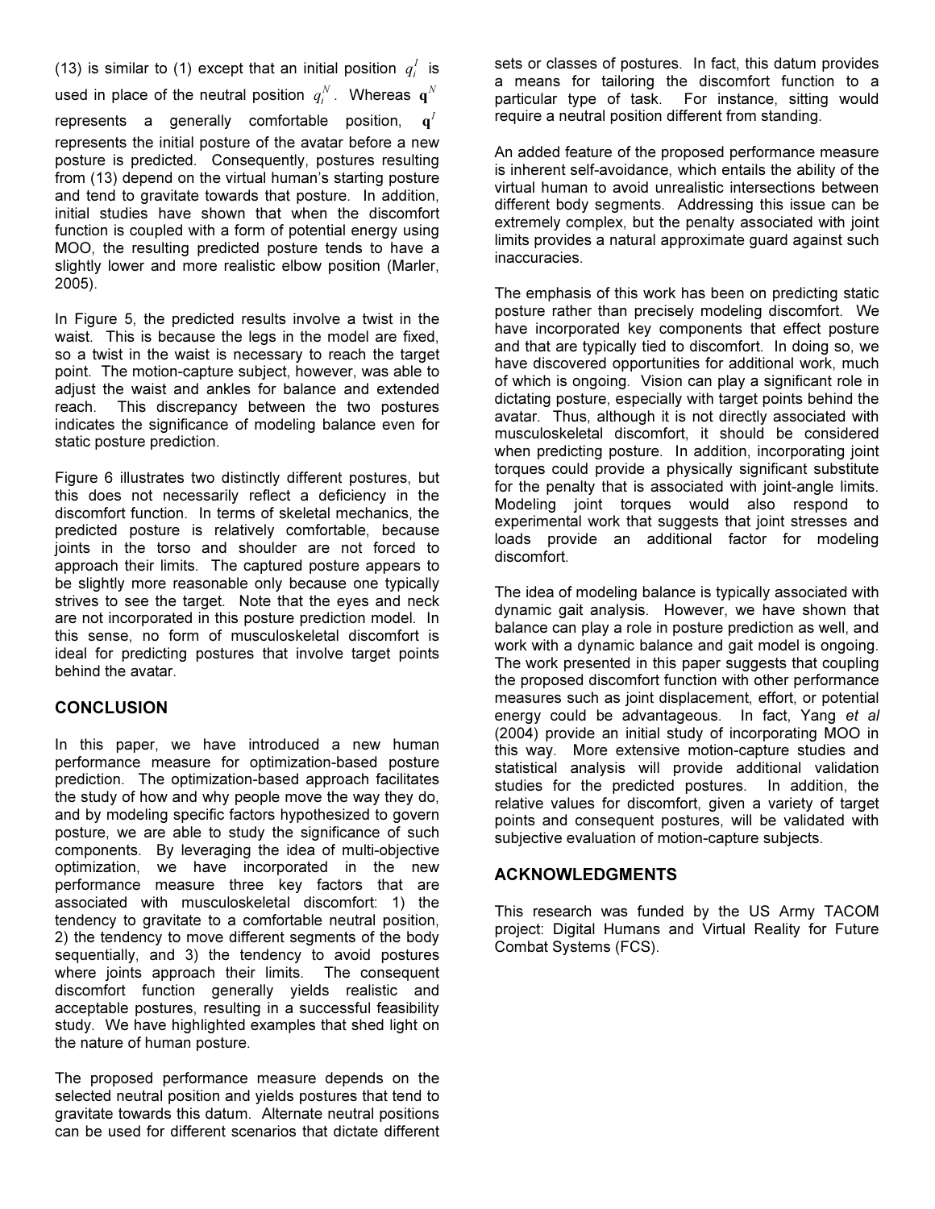(13) is similar to (1) except that an initial position $q_i^I$ is used in place of the neutral position $q_i^N$. Whereas $\mathbf{q}^N$ represents a generally comfortable position, $\mathbf{q}^I$ represents the initial posture of the avatar before a new posture is predicted. Consequently, postures resulting from (13) depend on the virtual human's starting posture and tend to gravitate towards that posture. In addition, initial studies have shown that when the discomfort function is coupled with a form of potential energy using MOO, the resulting predicted posture tends to have a slightly lower and more realistic elbow position (Marler, 2005).

In Figure 5, the predicted results involve a twist in the waist. This is because the legs in the model are fixed, so a twist in the waist is necessary to reach the target point. The motion-capture subject, however, was able to adjust the waist and ankles for balance and extended reach. This discrepancy between the two postures indicates the significance of modeling balance even for static posture prediction.

Figure 6 illustrates two distinctly different postures, but this does not necessarily reflect a deficiency in the discomfort function. In terms of skeletal mechanics, the predicted posture is relatively comfortable, because joints in the torso and shoulder are not forced to approach their limits. The captured posture appears to be slightly more reasonable only because one typically strives to see the target. Note that the eyes and neck are not incorporated in this posture prediction model. In this sense, no form of musculoskeletal discomfort is ideal for predicting postures that involve target points behind the avatar.

## CONCLUSION

In this paper, we have introduced a new human performance measure for optimization-based posture prediction. The optimization-based approach facilitates the study of how and why people move the way they do, and by modeling specific factors hypothesized to govern posture, we are able to study the significance of such components. By leveraging the idea of multi-objective optimization, we have incorporated in the new performance measure three key factors that are associated with musculoskeletal discomfort: 1) the tendency to gravitate to a comfortable neutral position, 2) the tendency to move different segments of the body sequentially, and 3) the tendency to avoid postures where joints approach their limits. The consequent discomfort function generally yields realistic and acceptable postures, resulting in a successful feasibility study. We have highlighted examples that shed light on the nature of human posture.

The proposed performance measure depends on the selected neutral position and yields postures that tend to gravitate towards this datum. Alternate neutral positions can be used for different scenarios that dictate different sets or classes of postures. In fact, this datum provides a means for tailoring the discomfort function to a particular type of task. For instance, sitting would require a neutral position different from standing.

An added feature of the proposed performance measure is inherent self-avoidance, which entails the ability of the virtual human to avoid unrealistic intersections between different body segments. Addressing this issue can be extremely complex, but the penalty associated with joint limits provides a natural approximate guard against such inaccuracies.

The emphasis of this work has been on predicting static posture rather than precisely modeling discomfort. We have incorporated key components that effect posture and that are typically tied to discomfort. In doing so, we have discovered opportunities for additional work, much of which is ongoing. Vision can play a significant role in dictating posture, especially with target points behind the avatar. Thus, although it is not directly associated with musculoskeletal discomfort, it should be considered when predicting posture. In addition, incorporating joint torques could provide a physically significant substitute for the penalty that is associated with joint-angle limits. Modeling joint torques would also respond to experimental work that suggests that joint stresses and loads provide an additional factor for modeling discomfort.

The idea of modeling balance is typically associated with dynamic gait analysis. However, we have shown that balance can play a role in posture prediction as well, and work with a dynamic balance and gait model is ongoing. The work presented in this paper suggests that coupling the proposed discomfort function with other performance measures such as joint displacement, effort, or potential energy could be advantageous. In fact, Yang *et al* (2004) provide an initial study of incorporating MOO in this way. More extensive motion-capture studies and statistical analysis will provide additional validation studies for the predicted postures. In addition, the relative values for discomfort, given a variety of target points and consequent postures, will be validated with subjective evaluation of motion-capture subjects.

## ACKNOWLEDGMENTS

This research was funded by the US Army TACOM project: Digital Humans and Virtual Reality for Future Combat Systems (FCS).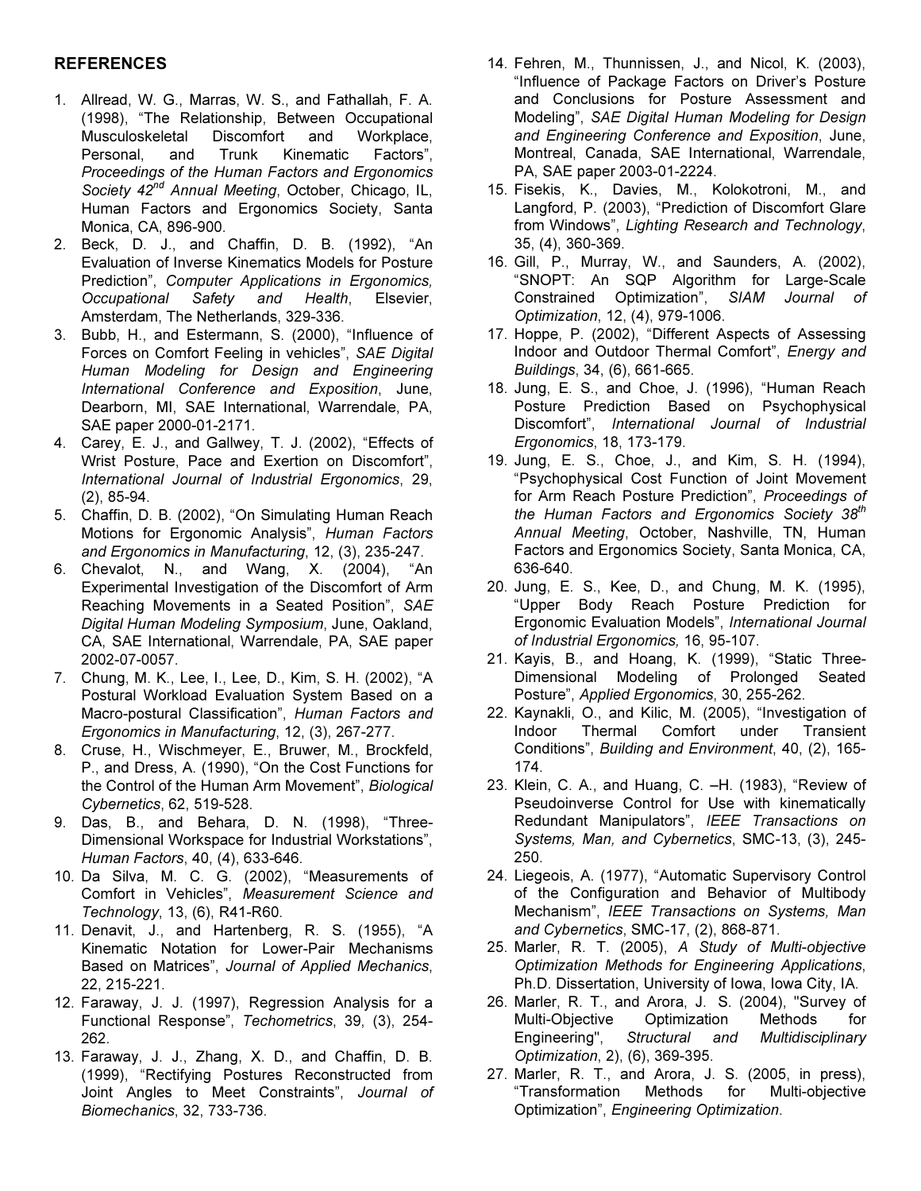## REFERENCES

1. Allread, W. G., Marras, W. S., and Fathallah, F. A. (1998), "The Relationship, Between Occupational Musculoskeletal Discomfort and Workplace, Personal, and Trunk Kinematic Factors", *Proceedings of the Human Factors and Ergonomics Society 42nd Annual Meeting*, October, Chicago, IL, Human Factors and Ergonomics Society, Santa Monica, CA, 896-900.
2. Beck, D. J., and Chaffin, D. B. (1992), "An Evaluation of Inverse Kinematics Models for Posture Prediction", *Computer Applications in Ergonomics, Occupational Safety and Health*, Elsevier, Amsterdam, The Netherlands, 329-336.
3. Bubb, H., and Estermann, S. (2000), "Influence of Forces on Comfort Feeling in vehicles", *SAE Digital Human Modeling for Design and Engineering International Conference and Exposition*, June, Dearborn, MI, SAE International, Warrendale, PA, SAE paper 2000-01-2171.
4. Carey, E. J., and Gallwey, T. J. (2002), "Effects of Wrist Posture, Pace and Exertion on Discomfort", *International Journal of Industrial Ergonomics*, 29, (2), 85-94.
5. Chaffin, D. B. (2002), "On Simulating Human Reach Motions for Ergonomic Analysis", *Human Factors and Ergonomics in Manufacturing*, 12, (3), 235-247.
6. Chevalot, N., and Wang, X. (2004), "An Experimental Investigation of the Discomfort of Arm Reaching Movements in a Seated Position", *SAE Digital Human Modeling Symposium*, June, Oakland, CA, SAE International, Warrendale, PA, SAE paper 2002-07-0057.
7. Chung, M. K., Lee, I., Lee, D., Kim, S. H. (2002), "A Postural Workload Evaluation System Based on a Macro-postural Classification", *Human Factors and Ergonomics in Manufacturing*, 12, (3), 267-277.
8. Cruse, H., Wischmeyer, E., Bruwer, M., Brockfeld, P., and Dress, A. (1990), "On the Cost Functions for the Control of the Human Arm Movement", *Biological Cybernetics*, 62, 519-528.
9. Das, B., and Behara, D. N. (1998), "Three-Dimensional Workspace for Industrial Workstations", *Human Factors*, 40, (4), 633-646.
10. Da Silva, M. C. G. (2002), "Measurements of Comfort in Vehicles", *Measurement Science and Technology*, 13, (6), R41-R60.
11. Denavit, J., and Hartenberg, R. S. (1955), "A Kinematic Notation for Lower-Pair Mechanisms Based on Matrices", *Journal of Applied Mechanics*, 22, 215-221.
12. Faraway, J. J. (1997), Regression Analysis for a Functional Response", *Techometrics*, 39, (3), 254-262.
13. Faraway, J. J., Zhang, X. D., and Chaffin, D. B. (1999), "Rectifying Postures Reconstructed from Joint Angles to Meet Constraints", *Journal of Biomechanics*, 32, 733-736.
14. Fehren, M., Thunnissen, J., and Nicol, K. (2003), "Influence of Package Factors on Driver's Posture and Conclusions for Posture Assessment and Modeling", *SAE Digital Human Modeling for Design and Engineering Conference and Exposition*, June, Montreal, Canada, SAE International, Warrendale, PA, SAE paper 2003-01-2224.
15. Fisekis, K., Davies, M., Kolokotroni, M., and Langford, P. (2003), "Prediction of Discomfort Glare from Windows", *Lighting Research and Technology*, 35, (4), 360-369.
16. Gill, P., Murray, W., and Saunders, A. (2002), "SNOPT: An SQP Algorithm for Large-Scale Constrained Optimization", *SIAM Journal of Optimization*, 12, (4), 979-1006.
17. Hoppe, P. (2002), "Different Aspects of Assessing Indoor and Outdoor Thermal Comfort", *Energy and Buildings*, 34, (6), 661-665.
18. Jung, E. S., and Choe, J. (1996), "Human Reach Posture Prediction Based on Psychophysical Discomfort", *International Journal of Industrial Ergonomics*, 18, 173-179.
19. Jung, E. S., Choe, J., and Kim, S. H. (1994), "Psychophysical Cost Function of Joint Movement for Arm Reach Posture Prediction", *Proceedings of the Human Factors and Ergonomics Society 38th Annual Meeting*, October, Nashville, TN, Human Factors and Ergonomics Society, Santa Monica, CA, 636-640.
20. Jung, E. S., Kee, D., and Chung, M. K. (1995), "Upper Body Reach Posture Prediction for Ergonomic Evaluation Models", *International Journal of Industrial Ergonomics,* 16, 95-107.
21. Kayis, B., and Hoang, K. (1999), "Static Three-Dimensional Modeling of Prolonged Seated Posture", *Applied Ergonomics*, 30, 255-262.
22. Kaynakli, O., and Kilic, M. (2005), "Investigation of Indoor Thermal Comfort under Transient Conditions", *Building and Environment*, 40, (2), 165-174.
23. Klein, C. A., and Huang, C. –H. (1983), "Review of Pseudoinverse Control for Use with kinematically Redundant Manipulators", *IEEE Transactions on Systems, Man, and Cybernetics*, SMC-13, (3), 245-250.
24. Liegeois, A. (1977), "Automatic Supervisory Control of the Configuration and Behavior of Multibody Mechanism", *IEEE Transactions on Systems, Man and Cybernetics*, SMC-17, (2), 868-871.
25. Marler, R. T. (2005), *A Study of Multi-objective Optimization Methods for Engineering Applications*, Ph.D. Dissertation, University of Iowa, Iowa City, IA.
26. Marler, R. T., and Arora, J. S. (2004), "Survey of Multi-Objective Optimization Methods for Engineering", *Structural and Multidisciplinary Optimization*, 2), (6), 369-395.
27. Marler, R. T., and Arora, J. S. (2005, in press), "Transformation Methods for Multi-objective Optimization", *Engineering Optimization*.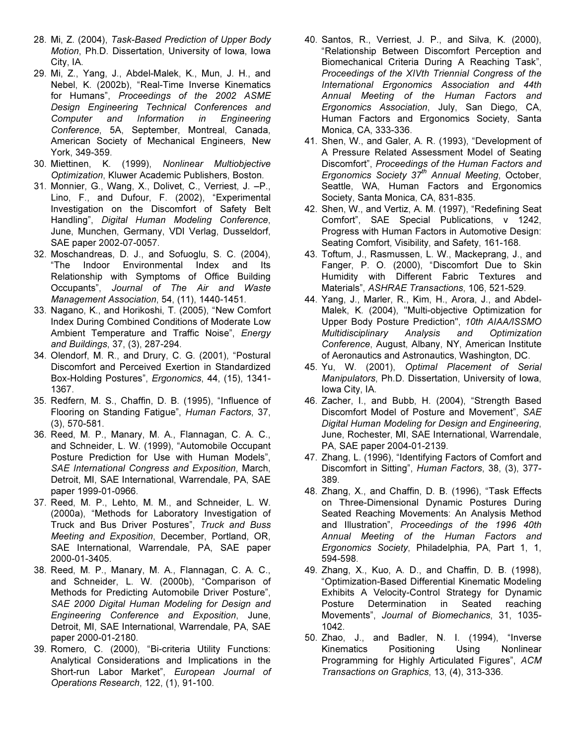28. Mi, Z. (2004), *Task-Based Prediction of Upper Body Motion*, Ph.D. Dissertation, University of Iowa, Iowa City, IA.
29. Mi, Z., Yang, J., Abdel-Malek, K., Mun, J. H., and Nebel, K. (2002b), "Real-Time Inverse Kinematics for Humans", *Proceedings of the 2002 ASME Design Engineering Technical Conferences and Computer and Information in Engineering Conference*, 5A, September, Montreal, Canada, American Society of Mechanical Engineers, New York, 349-359.
30. Miettinen, K. (1999), *Nonlinear Multiobjective Optimization*, Kluwer Academic Publishers, Boston.
31. Monnier, G., Wang, X., Dolivet, C., Verriest, J. –P., Lino, F., and Dufour, F. (2002), "Experimental Investigation on the Discomfort of Safety Belt Handling", *Digital Human Modeling Conference*, June, Munchen, Germany, VDI Verlag, Dusseldorf, SAE paper 2002-07-0057.
32. Moschandreas, D. J., and Sofuoglu, S. C. (2004), "The Indoor Environmental Index and Its Relationship with Symptoms of Office Building Occupants", *Journal of The Air and Waste Management Association*, 54, (11), 1440-1451.
33. Nagano, K., and Horikoshi, T. (2005), "New Comfort Index During Combined Conditions of Moderate Low Ambient Temperature and Traffic Noise", *Energy and Buildings*, 37, (3), 287-294.
34. Olendorf, M. R., and Drury, C. G. (2001), "Postural Discomfort and Perceived Exertion in Standardized Box-Holding Postures", *Ergonomics*, 44, (15), 1341-1367.
35. Redfern, M. S., Chaffin, D. B. (1995), "Influence of Flooring on Standing Fatigue", *Human Factors*, 37, (3), 570-581.
36. Reed, M. P., Manary, M. A., Flannagan, C. A. C., and Schneider, L. W. (1999), "Automobile Occupant Posture Prediction for Use with Human Models", *SAE International Congress and Exposition*, March, Detroit, MI, SAE International, Warrendale, PA, SAE paper 1999-01-0966.
37. Reed, M. P., Lehto, M. M., and Schneider, L. W. (2000a), "Methods for Laboratory Investigation of Truck and Bus Driver Postures", *Truck and Buss Meeting and Exposition*, December, Portland, OR, SAE International, Warrendale, PA, SAE paper 2000-01-3405.
38. Reed, M. P., Manary, M. A., Flannagan, C. A. C., and Schneider, L. W. (2000b), "Comparison of Methods for Predicting Automobile Driver Posture", *SAE 2000 Digital Human Modeling for Design and Engineering Conference and Exposition*, June, Detroit, MI, SAE International, Warrendale, PA, SAE paper 2000-01-2180.
39. Romero, C. (2000), "Bi-criteria Utility Functions: Analytical Considerations and Implications in the Short-run Labor Market", *European Journal of Operations Research*, 122, (1), 91-100.
40. Santos, R., Verriest, J. P., and Silva, K. (2000), "Relationship Between Discomfort Perception and Biomechanical Criteria During A Reaching Task", *Proceedings of the XIVth Triennial Congress of the International Ergonomics Association and 44th Annual Meeting of the Human Factors and Ergonomics Association*, July, San Diego, CA, Human Factors and Ergonomics Society, Santa Monica, CA, 333-336.
41. Shen, W., and Galer, A. R. (1993), "Development of A Pressure Related Assessment Model of Seating Discomfort", *Proceedings of the Human Factors and Ergonomics Society 37th Annual Meeting*, October, Seattle, WA, Human Factors and Ergonomics Society, Santa Monica, CA, 831-835.
42. Shen, W., and Vertiz, A. M. (1997), "Redefining Seat Comfort", SAE Special Publications, v 1242, Progress with Human Factors in Automotive Design: Seating Comfort, Visibility, and Safety, 161-168.
43. Toftum, J., Rasmussen, L. W., Mackeprang, J., and Fanger, P. O. (2000), "Discomfort Due to Skin Humidity with Different Fabric Textures and Materials", *ASHRAE Transactions*, 106, 521-529.
44. Yang, J., Marler, R., Kim, H., Arora, J., and Abdel-Malek, K. (2004), "Multi-objective Optimization for Upper Body Posture Prediction", *10th AIAA/ISSMO Multidisciplinary Analysis and Optimization Conference*, August, Albany, NY, American Institute of Aeronautics and Astronautics, Washington, DC.
45. Yu, W. (2001), *Optimal Placement of Serial Manipulators*, Ph.D. Dissertation, University of Iowa, Iowa City, IA.
46. Zacher, I., and Bubb, H. (2004), "Strength Based Discomfort Model of Posture and Movement", *SAE Digital Human Modeling for Design and Engineering*, June, Rochester, MI, SAE International, Warrendale, PA, SAE paper 2004-01-2139.
47. Zhang, L. (1996), "Identifying Factors of Comfort and Discomfort in Sitting", *Human Factors*, 38, (3), 377-389.
48. Zhang, X., and Chaffin, D. B. (1996), "Task Effects on Three-Dimensional Dynamic Postures During Seated Reaching Movements: An Analysis Method and Illustration", *Proceedings of the 1996 40th Annual Meeting of the Human Factors and Ergonomics Society*, Philadelphia, PA, Part 1, 1, 594-598.
49. Zhang, X., Kuo, A. D., and Chaffin, D. B. (1998), "Optimization-Based Differential Kinematic Modeling Exhibits A Velocity-Control Strategy for Dynamic Posture Determination in Seated reaching Movements", *Journal of Biomechanics*, 31, 1035-1042.
50. Zhao, J., and Badler, N. I. (1994), "Inverse Kinematics Positioning Using Nonlinear Programming for Highly Articulated Figures", *ACM Transactions on Graphics*, 13, (4), 313-336.